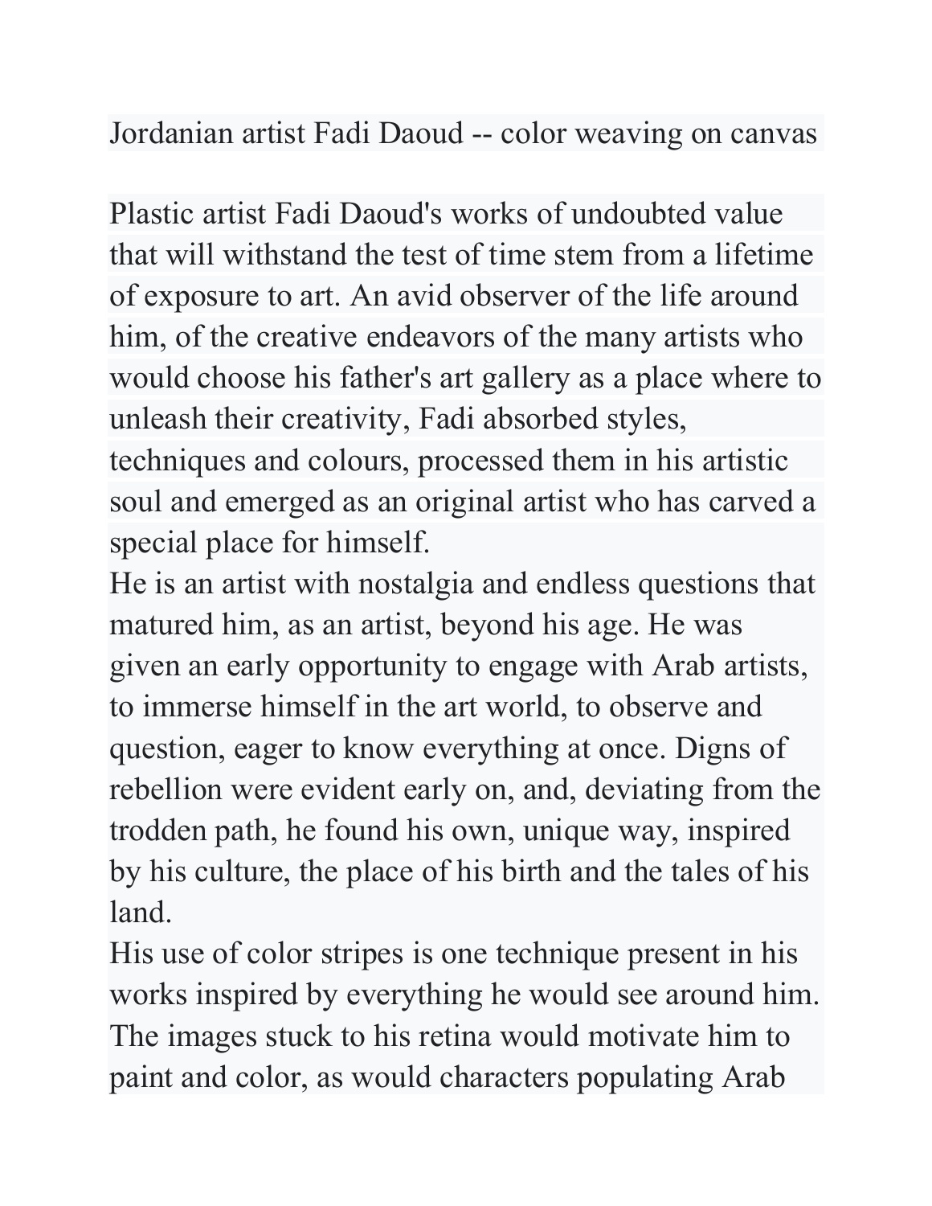# Jordanian artist Fadi Daoud -- color weaving on canvas

Plastic artist Fadi Daoud's works of undoubted value that will withstand the test of time stem from a lifetime of exposure to art. An avid observer of the life around him, of the creative endeavors of the many artists who would choose his father's art gallery as a place where to unleash their creativity, Fadi absorbed styles, techniques and colours, processed them in his artistic soul and emerged as an original artist who has carved a special place for himself.

He is an artist with nostalgia and endless questions that matured him, as an artist, beyond his age. He was given an early opportunity to engage with Arab artists, to immerse himself in the art world, to observe and question, eager to know everything at once. Digns of rebellion were evident early on, and, deviating from the trodden path, he found his own, unique way, inspired by his culture, the place of his birth and the tales of his land.

His use of color stripes is one technique present in his works inspired by everything he would see around him. The images stuck to his retina would motivate him to paint and color, as would characters populating Arab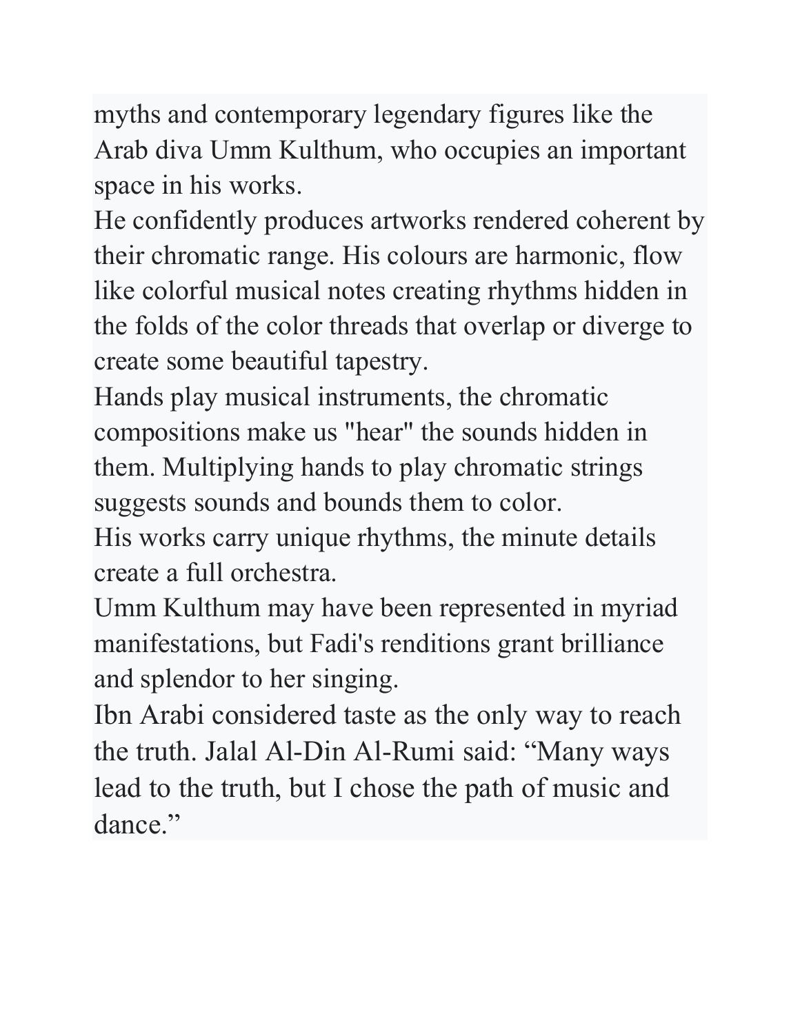myths and contemporary legendary figures like the Arab diva Umm Kulthum, who occupies an important space in his works.

He confidently produces artworks rendered coherent by their chromatic range. His colours are harmonic, flow like colorful musical notes creating rhythms hidden in the folds of the color threads that overlap or diverge to create some beautiful tapestry.

Hands play musical instruments, the chromatic compositions make us "hear" the sounds hidden in them. Multiplying hands to play chromatic strings suggests sounds and bounds them to color.

His works carry unique rhythms, the minute details create a full orchestra.

Umm Kulthum may have been represented in myriad manifestations, but Fadi's renditions grant brilliance and splendor to her singing.

Ibn Arabi considered taste as the only way to reach the truth. Jalal Al-Din Al-Rumi said: “Many ways lead to the truth, but I chose the path of music and dance.”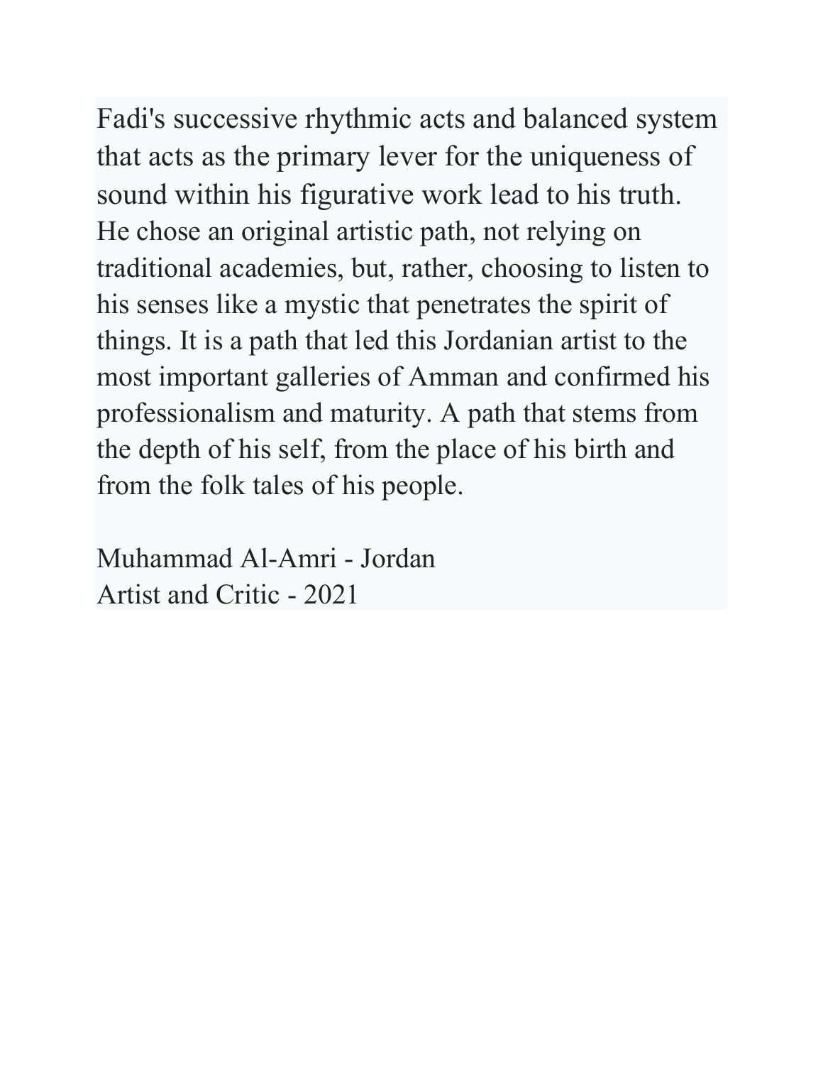Fadi's successive rhythmic acts and balanced system that acts as the primary lever for the uniqueness of sound within his figurative work lead to his truth. He chose an original artistic path, not relying on traditional academies, but, rather, choosing to listen to his senses like a mystic that penetrates the spirit of things. It is a path that led this Jordanian artist to the most important galleries of Amman and confirmed his professionalism and maturity. A path that stems from the depth of his self, from the place of his birth and from the folk tales of his people.

Muhammad Al-Amri - Jordan
Artist and Critic - 2021